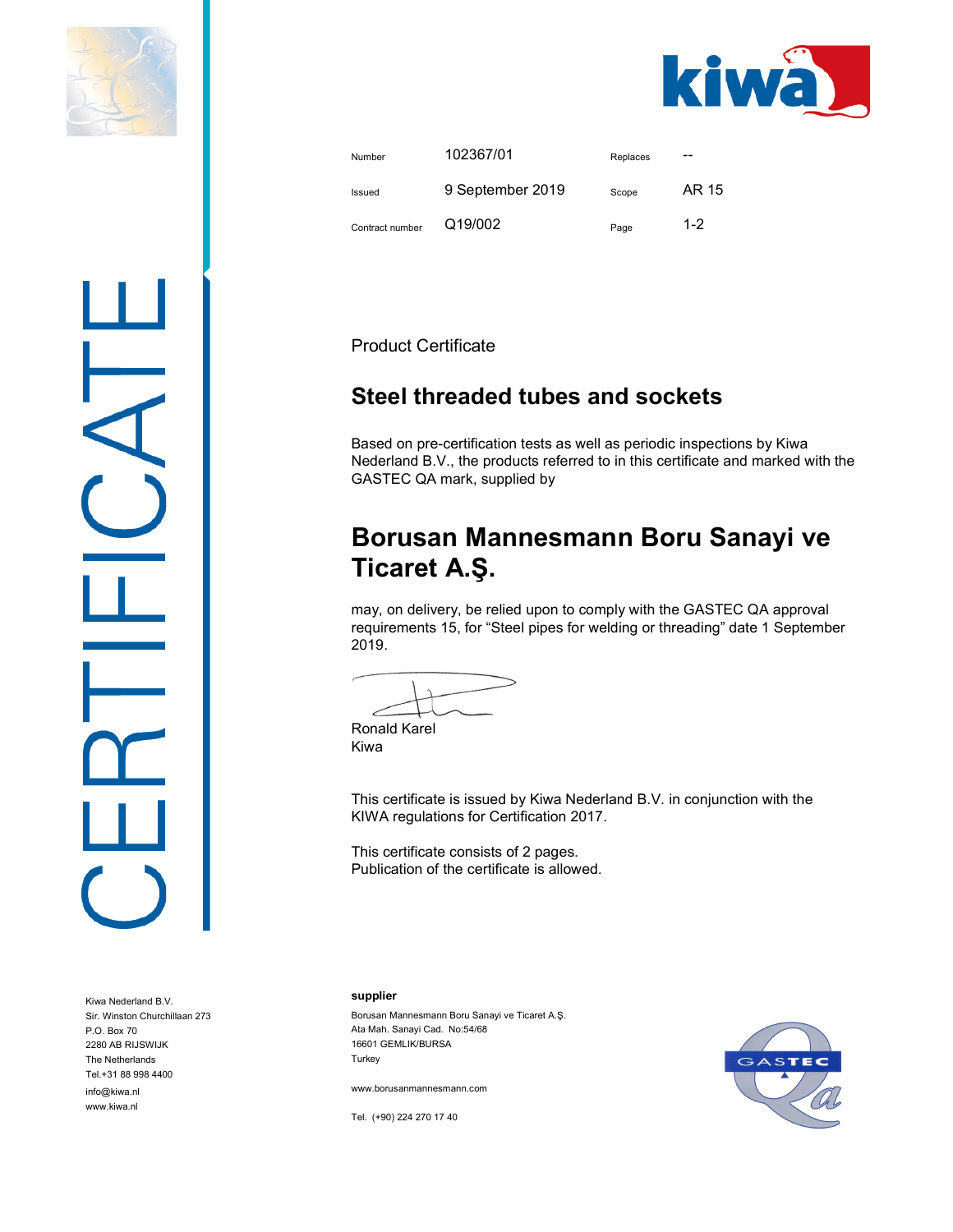CERTIFICATE

| Number | 102367/01 | Replaces | -- |
| --- | --- | --- | --- |
| Issued | 9 September 2019 | Scope | AR 15 |
| Contract number | Q19/002 | Page | 1-2 |

Product Certificate

## Steel threaded tubes and sockets

Based on pre-certification tests as well as periodic inspections by Kiwa Nederland B.V., the products referred to in this certificate and marked with the GASTEC QA mark, supplied by

# Borusan Mannesmann Boru Sanayi ve Ticaret A.Ş.

may, on delivery, be relied upon to comply with the GASTEC QA approval requirements 15, for “Steel pipes for welding or threading” date 1 September 2019.

Ronald Karel
Kiwa

This certificate is issued by Kiwa Nederland B.V. in conjunction with the KIWA regulations for Certification 2017.

This certificate consists of 2 pages.
Publication of the certificate is allowed.

Kiwa Nederland B.V.
Sir. Winston Churchillaan 273
P.O. Box 70
2280 AB RIJSWIJK
The Netherlands
Tel.+31 88 998 4400
info@kiwa.nl
www.kiwa.nl

**supplier**

Borusan Mannesmann Boru Sanayi ve Ticaret A.Ş.
Ata Mah. Sanayi Cad. No:54/68
16601 GEMLIK/BURSA
Turkey

www.borusanmannesmann.com

Tel. (+90) 224 270 17 40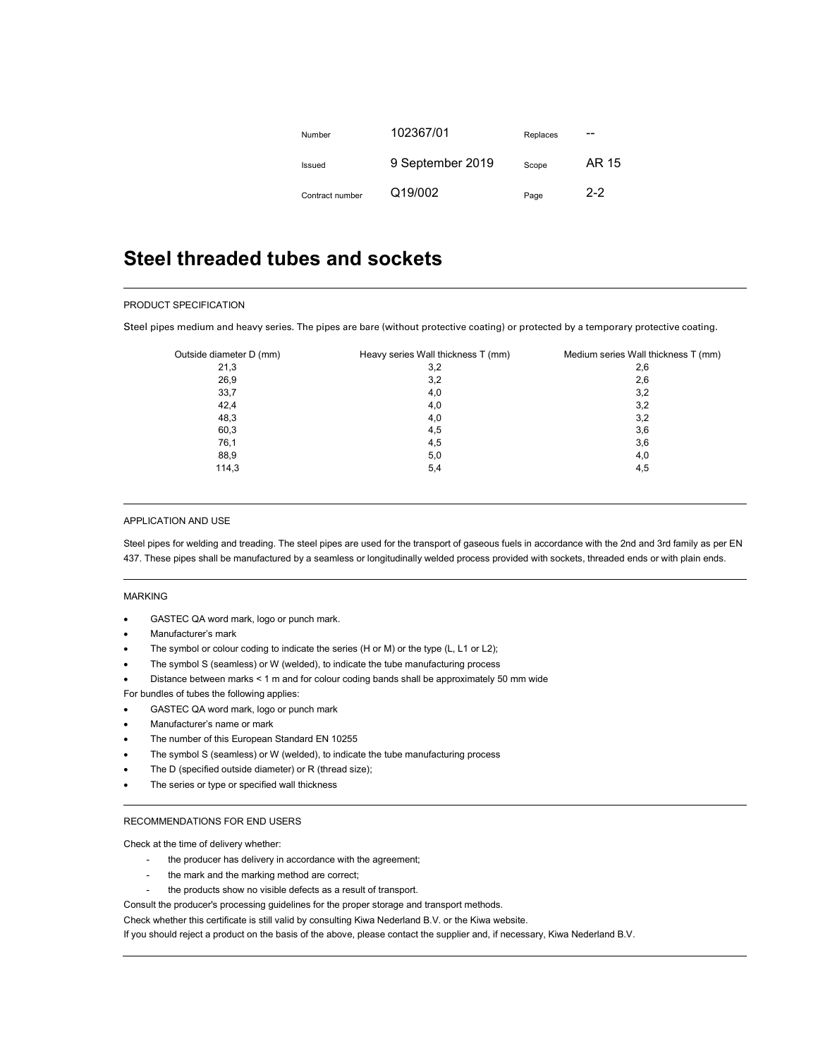| | | | |
|---|---|---|---|
| Number | 102367/01 | Replaces | -- |
| Issued | 9 September 2019 | Scope | AR 15 |
| Contract number | Q19/002 | Page | 2-2 |

# Steel threaded tubes and sockets

## PRODUCT SPECIFICATION

Steel pipes medium and heavy series. The pipes are bare (without protective coating) or protected by a temporary protective coating.

| Outside diameter D (mm) | Heavy series Wall thickness T (mm) | Medium series Wall thickness T (mm) |
|---|---|---|
| 21,3 | 3,2 | 2,6 |
| 26,9 | 3,2 | 2,6 |
| 33,7 | 4,0 | 3,2 |
| 42,4 | 4,0 | 3,2 |
| 48,3 | 4,0 | 3,2 |
| 60,3 | 4,5 | 3,6 |
| 76,1 | 4,5 | 3,6 |
| 88,9 | 5,0 | 4,0 |
| 114,3 | 5,4 | 4,5 |

## APPLICATION AND USE

Steel pipes for welding and treading. The steel pipes are used for the transport of gaseous fuels in accordance with the 2nd and 3rd family as per EN 437. These pipes shall be manufactured by a seamless or longitudinally welded process provided with sockets, threaded ends or with plain ends.

## MARKING

- GASTEC QA word mark, logo or punch mark.
- Manufacturer's mark
- The symbol or colour coding to indicate the series (H or M) or the type (L, L1 or L2);
- The symbol S (seamless) or W (welded), to indicate the tube manufacturing process
- Distance between marks < 1 m and for colour coding bands shall be approximately 50 mm wide

For bundles of tubes the following applies:

- GASTEC QA word mark, logo or punch mark
- Manufacturer's name or mark
- The number of this European Standard EN 10255
- The symbol S (seamless) or W (welded), to indicate the tube manufacturing process
- The D (specified outside diameter) or R (thread size);
- The series or type or specified wall thickness

## RECOMMENDATIONS FOR END USERS

Check at the time of delivery whether:

- the producer has delivery in accordance with the agreement;
- the mark and the marking method are correct;
- the products show no visible defects as a result of transport.

Consult the producer's processing guidelines for the proper storage and transport methods.

Check whether this certificate is still valid by consulting Kiwa Nederland B.V. or the Kiwa website.

If you should reject a product on the basis of the above, please contact the supplier and, if necessary, Kiwa Nederland B.V.